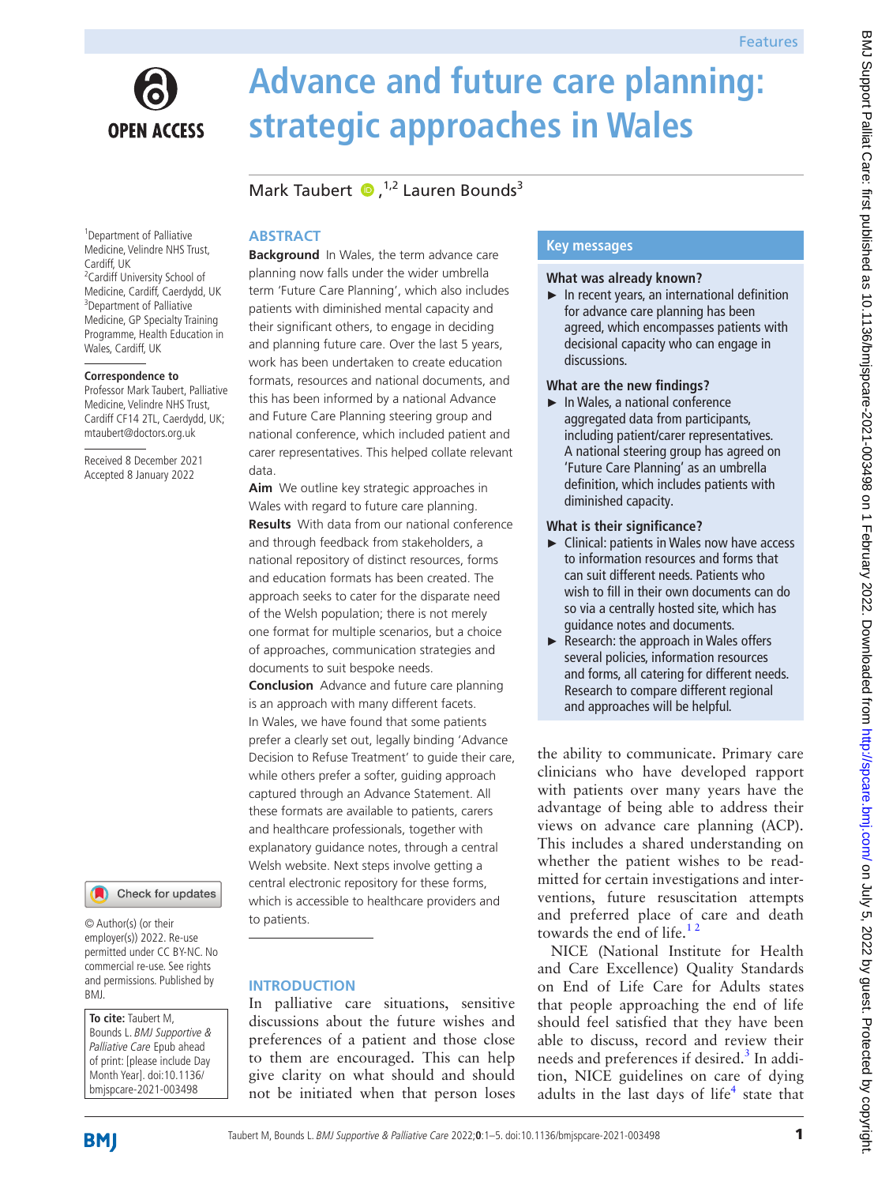# Advance and future care planning: strategic approaches in Wales

Mark Taubert [1,2], Lauren Bounds[3]

[1]Department of Palliative Medicine, Velindre NHS Trust, Cardiff, UK
[2]Cardiff University School of Medicine, Cardiff, Caerdydd, UK
[3]Department of Palliative Medicine, GP Specialty Training Programme, Health Education in Wales, Cardiff, UK

**Correspondence to**
Professor Mark Taubert, Palliative Medicine, Velindre NHS Trust, Cardiff CF14 2TL, Caerdydd, UK; mtaubert@doctors.org.uk

Received 8 December 2021
Accepted 8 January 2022

© Author(s) (or their employer(s)) 2022. Re-use permitted under CC BY-NC. No commercial re-use. See rights and permissions. Published by BMJ.

**To cite:** Taubert M, Bounds L. *BMJ Supportive & Palliative Care* Epub ahead of print: [please include Day Month Year]. doi:10.1136/bmjspcare-2021-003498

## ABSTRACT

**Background** In Wales, the term advance care planning now falls under the wider umbrella term 'Future Care Planning', which also includes patients with diminished mental capacity and their significant others, to engage in deciding and planning future care. Over the last 5 years, work has been undertaken to create education formats, resources and national documents, and this has been informed by a national Advance and Future Care Planning steering group and national conference, which included patient and carer representatives. This helped collate relevant data.

**Aim** We outline key strategic approaches in Wales with regard to future care planning.

**Results** With data from our national conference and through feedback from stakeholders, a national repository of distinct resources, forms and education formats has been created. The approach seeks to cater for the disparate need of the Welsh population; there is not merely one format for multiple scenarios, but a choice of approaches, communication strategies and documents to suit bespoke needs.

**Conclusion** Advance and future care planning is an approach with many different facets. In Wales, we have found that some patients prefer a clearly set out, legally binding 'Advance Decision to Refuse Treatment' to guide their care, while others prefer a softer, guiding approach captured through an Advance Statement. All these formats are available to patients, carers and healthcare professionals, together with explanatory guidance notes, through a central Welsh website. Next steps involve getting a central electronic repository for these forms, which is accessible to healthcare providers and to patients.

## Key messages

**What was already known?**

- In recent years, an international definition for advance care planning has been agreed, which encompasses patients with decisional capacity who can engage in discussions.

**What are the new findings?**

- In Wales, a national conference aggregated data from participants, including patient/carer representatives. A national steering group has agreed on 'Future Care Planning' as an umbrella definition, which includes patients with diminished capacity.

**What is their significance?**

- Clinical: patients in Wales now have access to information resources and forms that can suit different needs. Patients who wish to fill in their own documents can do so via a centrally hosted site, which has guidance notes and documents.
- Research: the approach in Wales offers several policies, information resources and forms, all catering for different needs. Research to compare different regional and approaches will be helpful.

## INTRODUCTION

In palliative care situations, sensitive discussions about the future wishes and preferences of a patient and those close to them are encouraged. This can help give clarity on what should and should not be initiated when that person loses the ability to communicate. Primary care clinicians who have developed rapport with patients over many years have the advantage of being able to address their views on advance care planning (ACP). This includes a shared understanding on whether the patient wishes to be readmitted for certain investigations and interventions, future resuscitation attempts and preferred place of care and death towards the end of life.[1,2]

NICE (National Institute for Health and Care Excellence) Quality Standards on End of Life Care for Adults states that people approaching the end of life should feel satisfied that they have been able to discuss, record and review their needs and preferences if desired.[3] In addition, NICE guidelines on care of dying adults in the last days of life[4] state that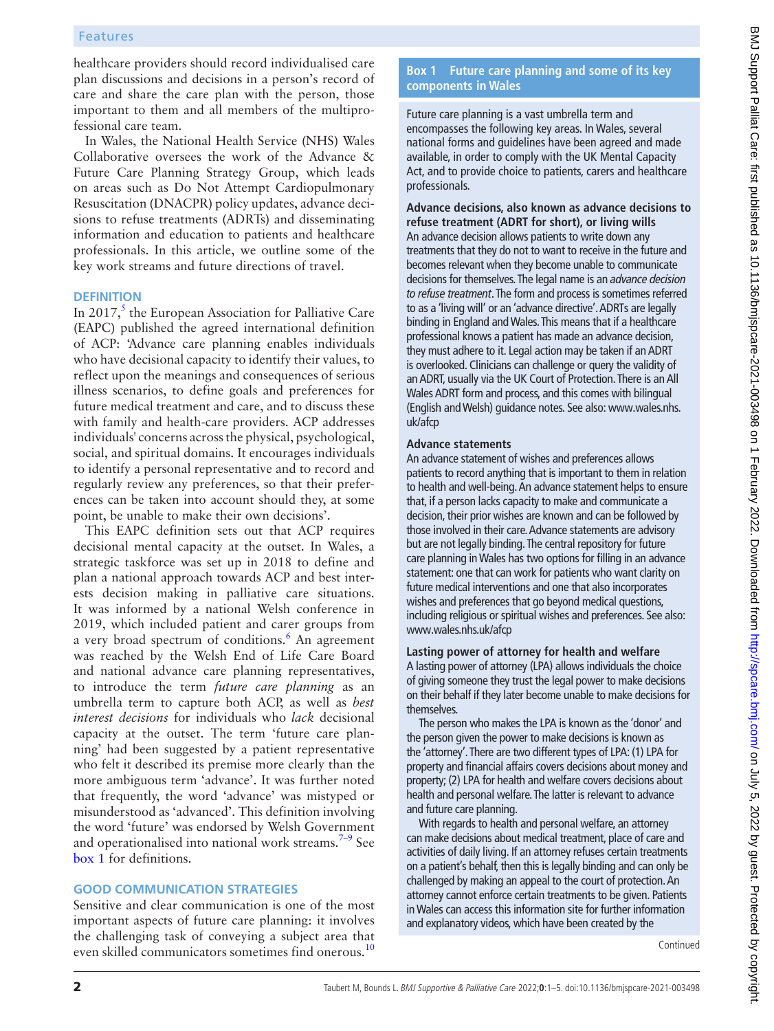healthcare providers should record individualised care plan discussions and decisions in a person's record of care and share the care plan with the person, those important to them and all members of the multiprofessional care team.

In Wales, the National Health Service (NHS) Wales Collaborative oversees the work of the Advance & Future Care Planning Strategy Group, which leads on areas such as Do Not Attempt Cardiopulmonary Resuscitation (DNACPR) policy updates, advance decisions to refuse treatments (ADRTs) and disseminating information and education to patients and healthcare professionals. In this article, we outline some of the key work streams and future directions of travel.

## DEFINITION

In 2017,[5] the European Association for Palliative Care (EAPC) published the agreed international definition of ACP: 'Advance care planning enables individuals who have decisional capacity to identify their values, to reflect upon the meanings and consequences of serious illness scenarios, to define goals and preferences for future medical treatment and care, and to discuss these with family and health-care providers. ACP addresses individuals' concerns across the physical, psychological, social, and spiritual domains. It encourages individuals to identify a personal representative and to record and regularly review any preferences, so that their preferences can be taken into account should they, at some point, be unable to make their own decisions'.

This EAPC definition sets out that ACP requires decisional mental capacity at the outset. In Wales, a strategic taskforce was set up in 2018 to define and plan a national approach towards ACP and best interests decision making in palliative care situations. It was informed by a national Welsh conference in 2019, which included patient and carer groups from a very broad spectrum of conditions.[6] An agreement was reached by the Welsh End of Life Care Board and national advance care planning representatives, to introduce the term *future care planning* as an umbrella term to capture both ACP, as well as *best interest decisions* for individuals who *lack* decisional capacity at the outset. The term 'future care planning' had been suggested by a patient representative who felt it described its premise more clearly than the more ambiguous term 'advance'. It was further noted that frequently, the word 'advance' was mistyped or misunderstood as 'advanced'. This definition involving the word 'future' was endorsed by Welsh Government and operationalised into national work streams.[7–9] See box 1 for definitions.

## GOOD COMMUNICATION STRATEGIES

Sensitive and clear communication is one of the most important aspects of future care planning: it involves the challenging task of conveying a subject area that even skilled communicators sometimes find onerous.[10]

### Box 1 Future care planning and some of its key components in Wales

Future care planning is a vast umbrella term and encompasses the following key areas. In Wales, several national forms and guidelines have been agreed and made available, in order to comply with the UK Mental Capacity Act, and to provide choice to patients, carers and healthcare professionals.

**Advance decisions, also known as advance decisions to refuse treatment (ADRT for short), or living wills**
An advance decision allows patients to write down any treatments that they do not to want to receive in the future and becomes relevant when they become unable to communicate decisions for themselves. The legal name is an *advance decision to refuse treatment*. The form and process is sometimes referred to as a 'living will' or an 'advance directive'. ADRTs are legally binding in England and Wales. This means that if a healthcare professional knows a patient has made an advance decision, they must adhere to it. Legal action may be taken if an ADRT is overlooked. Clinicians can challenge or query the validity of an ADRT, usually via the UK Court of Protection. There is an All Wales ADRT form and process, and this comes with bilingual (English and Welsh) guidance notes. See also: www.wales.nhs.uk/afcp

**Advance statements**
An advance statement of wishes and preferences allows patients to record anything that is important to them in relation to health and well-being. An advance statement helps to ensure that, if a person lacks capacity to make and communicate a decision, their prior wishes are known and can be followed by those involved in their care. Advance statements are advisory but are not legally binding. The central repository for future care planning in Wales has two options for filling in an advance statement: one that can work for patients who want clarity on future medical interventions and one that also incorporates wishes and preferences that go beyond medical questions, including religious or spiritual wishes and preferences. See also: www.wales.nhs.uk/afcp

**Lasting power of attorney for health and welfare**
A lasting power of attorney (LPA) allows individuals the choice of giving someone they trust the legal power to make decisions on their behalf if they later become unable to make decisions for themselves.

The person who makes the LPA is known as the 'donor' and the person given the power to make decisions is known as the 'attorney'. There are two different types of LPA: (1) LPA for property and financial affairs covers decisions about money and property; (2) LPA for health and welfare covers decisions about health and personal welfare. The latter is relevant to advance and future care planning.

With regards to health and personal welfare, an attorney can make decisions about medical treatment, place of care and activities of daily living. If an attorney refuses certain treatments on a patient's behalf, then this is legally binding and can only be challenged by making an appeal to the court of protection. An attorney cannot enforce certain treatments to be given. Patients in Wales can access this information site for further information and explanatory videos, which have been created by the

Continued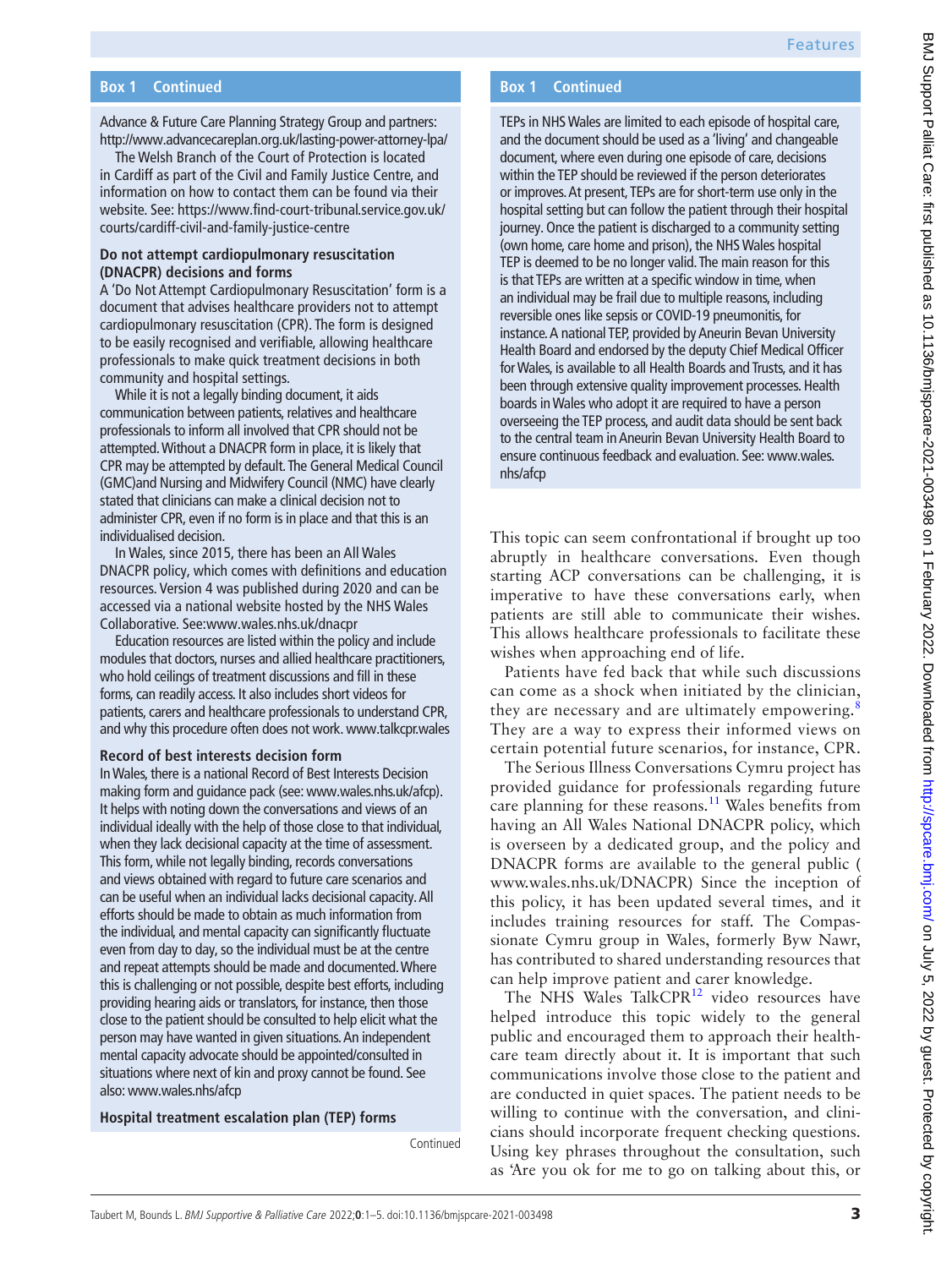**Box 1 Continued**

Advance & Future Care Planning Strategy Group and partners: http://www.advancecareplan.org.uk/lasting-power-attorney-lpa/

The Welsh Branch of the Court of Protection is located in Cardiff as part of the Civil and Family Justice Centre, and information on how to contact them can be found via their website. See: https://www.find-court-tribunal.service.gov.uk/courts/cardiff-civil-and-family-justice-centre

**Do not attempt cardiopulmonary resuscitation (DNACPR) decisions and forms**

A 'Do Not Attempt Cardiopulmonary Resuscitation' form is a document that advises healthcare providers not to attempt cardiopulmonary resuscitation (CPR). The form is designed to be easily recognised and verifiable, allowing healthcare professionals to make quick treatment decisions in both community and hospital settings.

While it is not a legally binding document, it aids communication between patients, relatives and healthcare professionals to inform all involved that CPR should not be attempted. Without a DNACPR form in place, it is likely that CPR may be attempted by default. The General Medical Council (GMC)and Nursing and Midwifery Council (NMC) have clearly stated that clinicians can make a clinical decision not to administer CPR, even if no form is in place and that this is an individualised decision.

In Wales, since 2015, there has been an All Wales DNACPR policy, which comes with definitions and education resources. Version 4 was published during 2020 and can be accessed via a national website hosted by the NHS Wales Collaborative. See:www.wales.nhs.uk/dnacpr

Education resources are listed within the policy and include modules that doctors, nurses and allied healthcare practitioners, who hold ceilings of treatment discussions and fill in these forms, can readily access. It also includes short videos for patients, carers and healthcare professionals to understand CPR, and why this procedure often does not work. www.talkcpr.wales

**Record of best interests decision form**

In Wales, there is a national Record of Best Interests Decision making form and guidance pack (see: www.wales.nhs.uk/afcp). It helps with noting down the conversations and views of an individual ideally with the help of those close to that individual, when they lack decisional capacity at the time of assessment. This form, while not legally binding, records conversations and views obtained with regard to future care scenarios and can be useful when an individual lacks decisional capacity. All efforts should be made to obtain as much information from the individual, and mental capacity can significantly fluctuate even from day to day, so the individual must be at the centre and repeat attempts should be made and documented. Where this is challenging or not possible, despite best efforts, including providing hearing aids or translators, for instance, then those close to the patient should be consulted to help elicit what the person may have wanted in given situations. An independent mental capacity advocate should be appointed/consulted in situations where next of kin and proxy cannot be found. See also: www.wales.nhs/afcp

**Hospital treatment escalation plan (TEP) forms**

TEPs in NHS Wales are limited to each episode of hospital care, and the document should be used as a 'living' and changeable document, where even during one episode of care, decisions within the TEP should be reviewed if the person deteriorates or improves. At present, TEPs are for short-term use only in the hospital setting but can follow the patient through their hospital journey. Once the patient is discharged to a community setting (own home, care home and prison), the NHS Wales hospital TEP is deemed to be no longer valid. The main reason for this is that TEPs are written at a specific window in time, when an individual may be frail due to multiple reasons, including reversible ones like sepsis or COVID-19 pneumonitis, for instance. A national TEP, provided by Aneurin Bevan University Health Board and endorsed by the deputy Chief Medical Officer for Wales, is available to all Health Boards and Trusts, and it has been through extensive quality improvement processes. Health boards in Wales who adopt it are required to have a person overseeing the TEP process, and audit data should be sent back to the central team in Aneurin Bevan University Health Board to ensure continuous feedback and evaluation. See: www.wales.nhs/afcp

This topic can seem confrontational if brought up too abruptly in healthcare conversations. Even though starting ACP conversations can be challenging, it is imperative to have these conversations early, when patients are still able to communicate their wishes. This allows healthcare professionals to facilitate these wishes when approaching end of life.

Patients have fed back that while such discussions can come as a shock when initiated by the clinician, they are necessary and are ultimately empowering.[8] They are a way to express their informed views on certain potential future scenarios, for instance, CPR.

The Serious Illness Conversations Cymru project has provided guidance for professionals regarding future care planning for these reasons.[11] Wales benefits from having an All Wales National DNACPR policy, which is overseen by a dedicated group, and the policy and DNACPR forms are available to the general public ( www.wales.nhs.uk/DNACPR) Since the inception of this policy, it has been updated several times, and it includes training resources for staff. The Compassionate Cymru group in Wales, formerly Byw Nawr, has contributed to shared understanding resources that can help improve patient and carer knowledge.

The NHS Wales TalkCPR[12] video resources have helped introduce this topic widely to the general public and encouraged them to approach their healthcare team directly about it. It is important that such communications involve those close to the patient and are conducted in quiet spaces. The patient needs to be willing to continue with the conversation, and clinicians should incorporate frequent checking questions. Using key phrases throughout the consultation, such as 'Are you ok for me to go on talking about this, or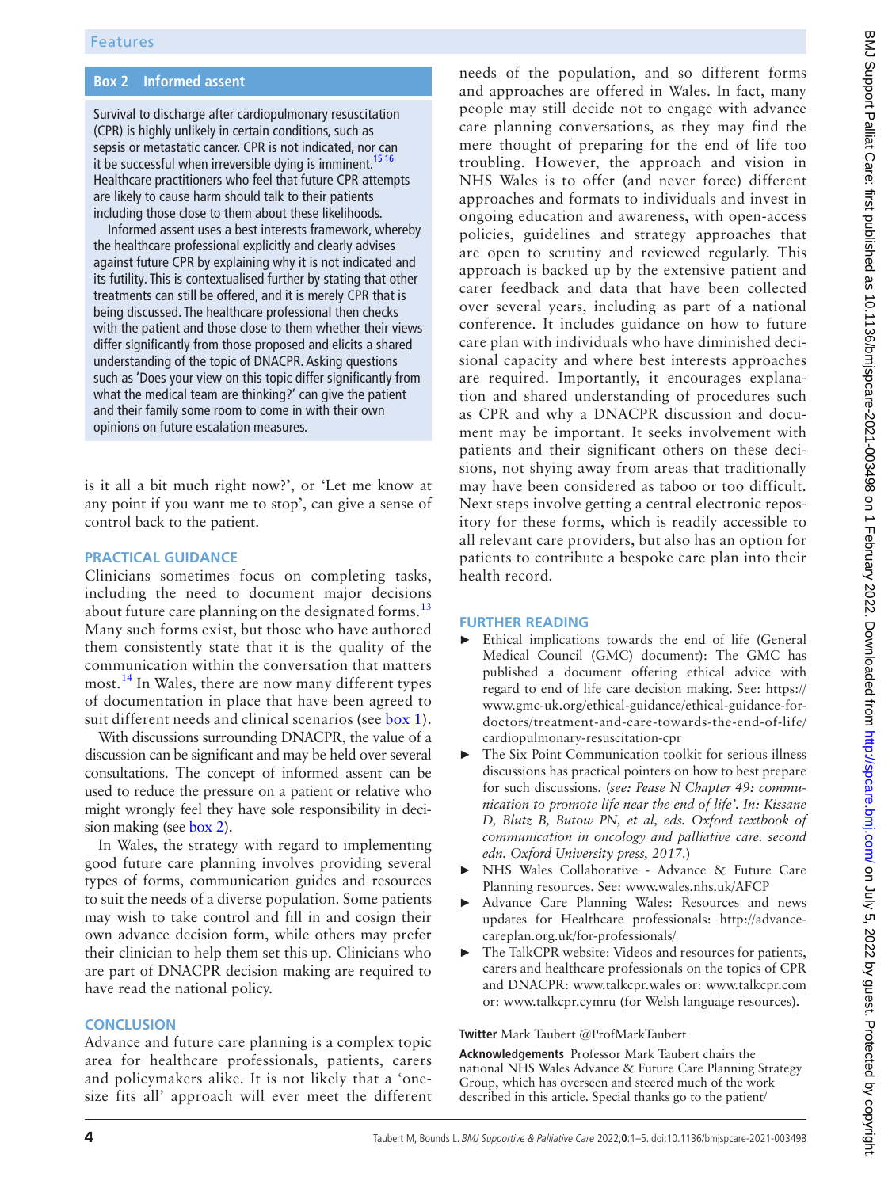## Box 2 Informed assent

Survival to discharge after cardiopulmonary resuscitation (CPR) is highly unlikely in certain conditions, such as sepsis or metastatic cancer. CPR is not indicated, nor can it be successful when irreversible dying is imminent.[15,16] Healthcare practitioners who feel that future CPR attempts are likely to cause harm should talk to their patients including those close to them about these likelihoods.

Informed assent uses a best interests framework, whereby the healthcare professional explicitly and clearly advises against future CPR by explaining why it is not indicated and its futility. This is contextualised further by stating that other treatments can still be offered, and it is merely CPR that is being discussed. The healthcare professional then checks with the patient and those close to them whether their views differ significantly from those proposed and elicits a shared understanding of the topic of DNACPR. Asking questions such as 'Does your view on this topic differ significantly from what the medical team are thinking?' can give the patient and their family some room to come in with their own opinions on future escalation measures.

is it all a bit much right now?', or 'Let me know at any point if you want me to stop', can give a sense of control back to the patient.

## PRACTICAL GUIDANCE

Clinicians sometimes focus on completing tasks, including the need to document major decisions about future care planning on the designated forms.[13] Many such forms exist, but those who have authored them consistently state that it is the quality of the communication within the conversation that matters most.[14] In Wales, there are now many different types of documentation in place that have been agreed to suit different needs and clinical scenarios (see box 1).

With discussions surrounding DNACPR, the value of a discussion can be significant and may be held over several consultations. The concept of informed assent can be used to reduce the pressure on a patient or relative who might wrongly feel they have sole responsibility in decision making (see box 2).

In Wales, the strategy with regard to implementing good future care planning involves providing several types of forms, communication guides and resources to suit the needs of a diverse population. Some patients may wish to take control and fill in and cosign their own advance decision form, while others may prefer their clinician to help them set this up. Clinicians who are part of DNACPR decision making are required to have read the national policy.

## CONCLUSION

Advance and future care planning is a complex topic area for healthcare professionals, patients, carers and policymakers alike. It is not likely that a 'one-size fits all' approach will ever meet the different needs of the population, and so different forms and approaches are offered in Wales. In fact, many people may still decide not to engage with advance care planning conversations, as they may find the mere thought of preparing for the end of life too troubling. However, the approach and vision in NHS Wales is to offer (and never force) different approaches and formats to individuals and invest in ongoing education and awareness, with open-access policies, guidelines and strategy approaches that are open to scrutiny and reviewed regularly. This approach is backed up by the extensive patient and carer feedback and data that have been collected over several years, including as part of a national conference. It includes guidance on how to future care plan with individuals who have diminished decisional capacity and where best interests approaches are required. Importantly, it encourages explanation and shared understanding of procedures such as CPR and why a DNACPR discussion and document may be important. It seeks involvement with patients and their significant others on these decisions, not shying away from areas that traditionally may have been considered as taboo or too difficult. Next steps involve getting a central electronic repository for these forms, which is readily accessible to all relevant care providers, but also has an option for patients to contribute a bespoke care plan into their health record.

## FURTHER READING

- Ethical implications towards the end of life (General Medical Council (GMC) document): The GMC has published a document offering ethical advice with regard to end of life care decision making. See: https://www.gmc-uk.org/ethical-guidance/ethical-guidance-for-doctors/treatment-and-care-towards-the-end-of-life/cardiopulmonary-resuscitation-cpr
- The Six Point Communication toolkit for serious illness discussions has practical pointers on how to best prepare for such discussions. (*see: Pease N Chapter 49: communication to promote life near the end of life'. In: Kissane D, Blutz B, Butow PN, et al, eds. Oxford textbook of communication in oncology and palliative care. second edn. Oxford University press, 2017.*)
- NHS Wales Collaborative - Advance & Future Care Planning resources. See: www.wales.nhs.uk/AFCP
- Advance Care Planning Wales: Resources and news updates for Healthcare professionals: http://advancecareplan.org.uk/for-professionals/
- The TalkCPR website: Videos and resources for patients, carers and healthcare professionals on the topics of CPR and DNACPR: www.talkcpr.wales or: www.talkcpr.com or: www.talkcpr.cymru (for Welsh language resources).

**Twitter** Mark Taubert @ProfMarkTaubert

**Acknowledgements** Professor Mark Taubert chairs the national NHS Wales Advance & Future Care Planning Strategy Group, which has overseen and steered much of the work described in this article. Special thanks go to the patient/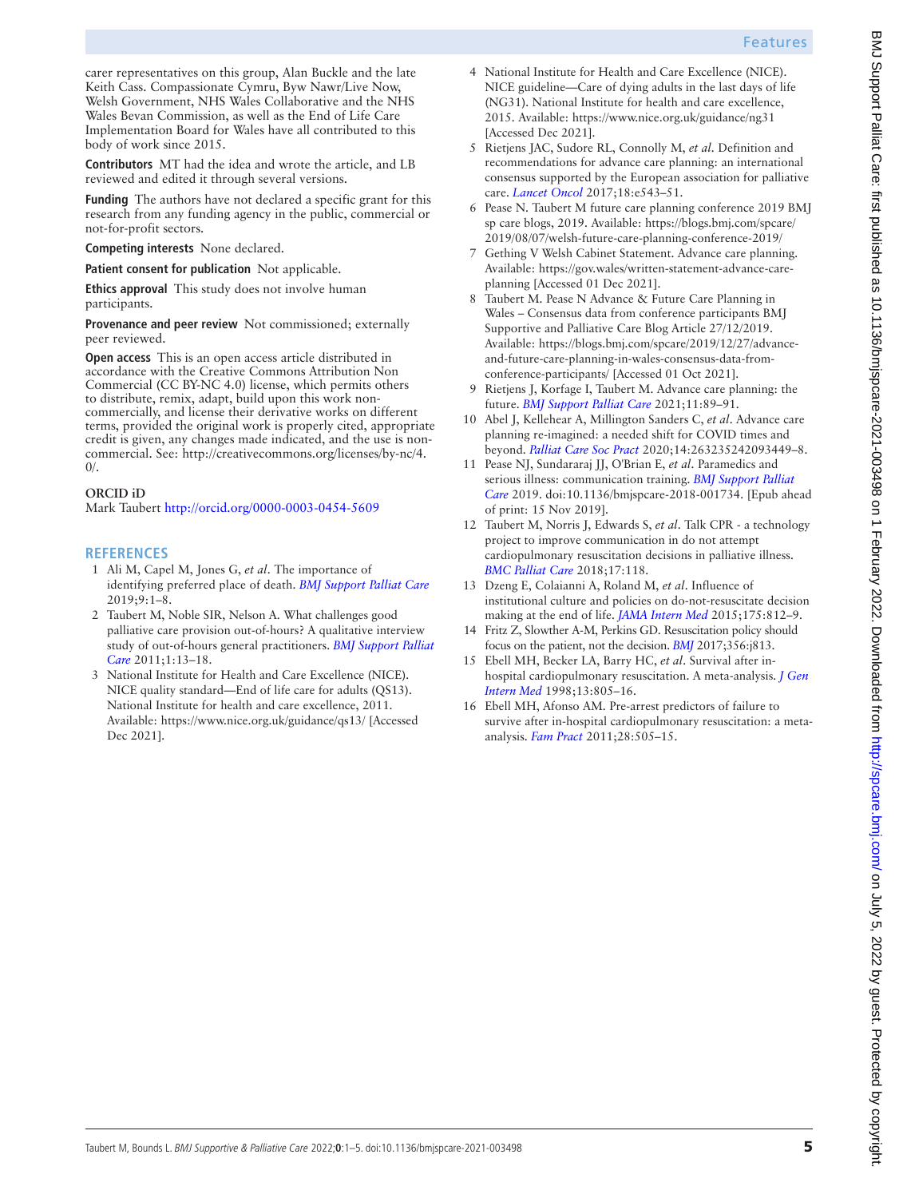carer representatives on this group, Alan Buckle and the late Keith Cass. Compassionate Cymru, Byw Nawr/Live Now, Welsh Government, NHS Wales Collaborative and the NHS Wales Bevan Commission, as well as the End of Life Care Implementation Board for Wales have all contributed to this body of work since 2015.

**Contributors** MT had the idea and wrote the article, and LB reviewed and edited it through several versions.

**Funding** The authors have not declared a specific grant for this research from any funding agency in the public, commercial or not-for-profit sectors.

**Competing interests** None declared.

**Patient consent for publication** Not applicable.

**Ethics approval** This study does not involve human participants.

**Provenance and peer review** Not commissioned; externally peer reviewed.

**Open access** This is an open access article distributed in accordance with the Creative Commons Attribution Non Commercial (CC BY-NC 4.0) license, which permits others to distribute, remix, adapt, build upon this work non-commercially, and license their derivative works on different terms, provided the original work is properly cited, appropriate credit is given, any changes made indicated, and the use is non-commercial. See: http://creativecommons.org/licenses/by-nc/4.0/.

**ORCID iD**

Mark Taubert http://orcid.org/0000-0003-0454-5609

## REFERENCES

1. Ali M, Capel M, Jones G, *et al*. The importance of identifying preferred place of death. *BMJ Support Palliat Care* 2019;9:1–8.
2. Taubert M, Noble SIR, Nelson A. What challenges good palliative care provision out-of-hours? A qualitative interview study of out-of-hours general practitioners. *BMJ Support Palliat Care* 2011;1:13–18.
3. National Institute for Health and Care Excellence (NICE). NICE quality standard—End of life care for adults (QS13). National Institute for health and care excellence, 2011. Available: https://www.nice.org.uk/guidance/qs13/ [Accessed Dec 2021].
4. National Institute for Health and Care Excellence (NICE). NICE guideline—Care of dying adults in the last days of life (NG31). National Institute for health and care excellence, 2015. Available: https://www.nice.org.uk/guidance/ng31 [Accessed Dec 2021].
5. Rietjens JAC, Sudore RL, Connolly M, *et al*. Definition and recommendations for advance care planning: an international consensus supported by the European association for palliative care. *Lancet Oncol* 2017;18:e543–51.
6. Pease N. Taubert M future care planning conference 2019 BMJ sp care blogs, 2019. Available: https://blogs.bmj.com/spcare/2019/08/07/welsh-future-care-planning-conference-2019/
7. Gething V Welsh Cabinet Statement. Advance care planning. Available: https://gov.wales/written-statement-advance-care-planning [Accessed 01 Dec 2021].
8. Taubert M. Pease N Advance & Future Care Planning in Wales – Consensus data from conference participants BMJ Supportive and Palliative Care Blog Article 27/12/2019. Available: https://blogs.bmj.com/spcare/2019/12/27/advance-and-future-care-planning-in-wales-consensus-data-from-conference-participants/ [Accessed 01 Oct 2021].
9. Rietjens J, Korfage I, Taubert M. Advance care planning: the future. *BMJ Support Palliat Care* 2021;11:89–91.
10. Abel J, Kellehear A, Millington Sanders C, *et al*. Advance care planning re-imagined: a needed shift for COVID times and beyond. *Palliat Care Soc Pract* 2020;14:263235242093449–8.
11. Pease NJ, Sundararaj JJ, O'Brian E, *et al*. Paramedics and serious illness: communication training. *BMJ Support Palliat Care* 2019. doi:10.1136/bmjspcare-2018-001734. [Epub ahead of print: 15 Nov 2019].
12. Taubert M, Norris J, Edwards S, *et al*. Talk CPR - a technology project to improve communication in do not attempt cardiopulmonary resuscitation decisions in palliative illness. *BMC Palliat Care* 2018;17:118.
13. Dzeng E, Colaianni A, Roland M, *et al*. Influence of institutional culture and policies on do-not-resuscitate decision making at the end of life. *JAMA Intern Med* 2015;175:812–9.
14. Fritz Z, Slowther A-M, Perkins GD. Resuscitation policy should focus on the patient, not the decision. *BMJ* 2017;356:j813.
15. Ebell MH, Becker LA, Barry HC, *et al*. Survival after in-hospital cardiopulmonary resuscitation. A meta-analysis. *J Gen Intern Med* 1998;13:805–16.
16. Ebell MH, Afonso AM. Pre-arrest predictors of failure to survive after in-hospital cardiopulmonary resuscitation: a meta-analysis. *Fam Pract* 2011;28:505–15.